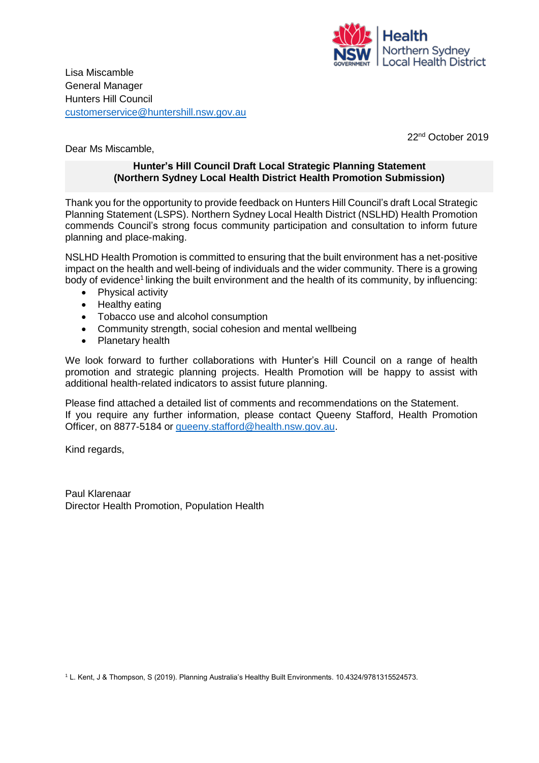Health
Northern Sydney
Local Health District

Lisa Miscamble
General Manager
Hunters Hill Council
customerservice@huntershill.nsw.gov.au

22nd October 2019

Dear Ms Miscamble,

**Hunter's Hill Council Draft Local Strategic Planning Statement**
**(Northern Sydney Local Health District Health Promotion Submission)**

Thank you for the opportunity to provide feedback on Hunters Hill Council's draft Local Strategic Planning Statement (LSPS). Northern Sydney Local Health District (NSLHD) Health Promotion commends Council's strong focus community participation and consultation to inform future planning and place-making.

NSLHD Health Promotion is committed to ensuring that the built environment has a net-positive impact on the health and well-being of individuals and the wider community. There is a growing body of evidence[1] linking the built environment and the health of its community, by influencing:

- Physical activity
- Healthy eating
- Tobacco use and alcohol consumption
- Community strength, social cohesion and mental wellbeing
- Planetary health

We look forward to further collaborations with Hunter's Hill Council on a range of health promotion and strategic planning projects. Health Promotion will be happy to assist with additional health-related indicators to assist future planning.

Please find attached a detailed list of comments and recommendations on the Statement.
If you require any further information, please contact Queeny Stafford, Health Promotion Officer, on 8877-5184 or queeny.stafford@health.nsw.gov.au.

Kind regards,

Paul Klarenaar
Director Health Promotion, Population Health

[1] L. Kent, J & Thompson, S (2019). Planning Australia's Healthy Built Environments. 10.4324/9781315524573.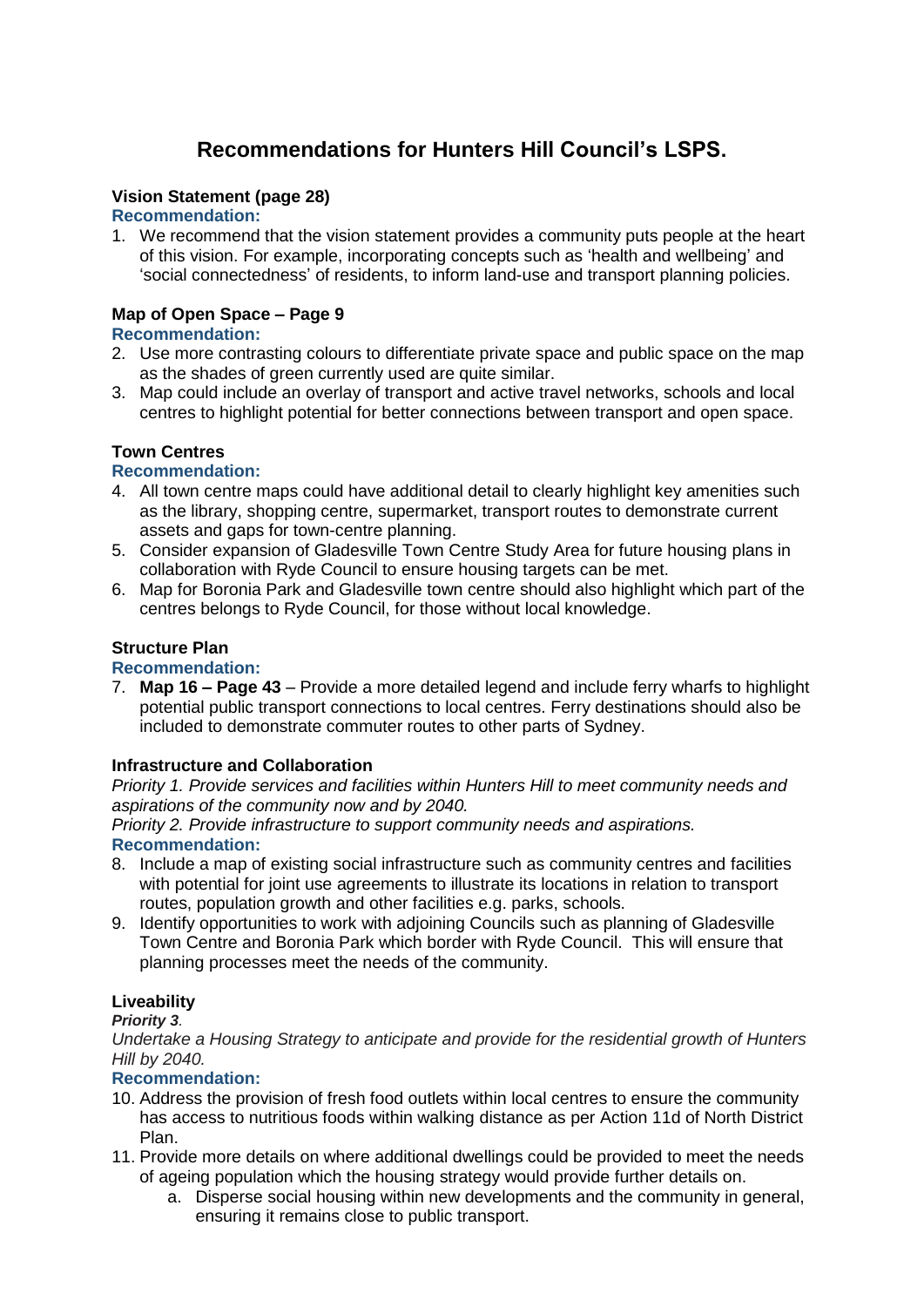# Recommendations for Hunters Hill Council's LSPS.

**Vision Statement (page 28)**

**Recommendation:**

1. We recommend that the vision statement provides a community puts people at the heart of this vision. For example, incorporating concepts such as 'health and wellbeing' and 'social connectedness' of residents, to inform land-use and transport planning policies.

**Map of Open Space – Page 9**

**Recommendation:**

2. Use more contrasting colours to differentiate private space and public space on the map as the shades of green currently used are quite similar.
3. Map could include an overlay of transport and active travel networks, schools and local centres to highlight potential for better connections between transport and open space.

**Town Centres**

**Recommendation:**

4. All town centre maps could have additional detail to clearly highlight key amenities such as the library, shopping centre, supermarket, transport routes to demonstrate current assets and gaps for town-centre planning.
5. Consider expansion of Gladesville Town Centre Study Area for future housing plans in collaboration with Ryde Council to ensure housing targets can be met.
6. Map for Boronia Park and Gladesville town centre should also highlight which part of the centres belongs to Ryde Council, for those without local knowledge.

**Structure Plan**

**Recommendation:**

7. **Map 16 – Page 43** – Provide a more detailed legend and include ferry wharfs to highlight potential public transport connections to local centres. Ferry destinations should also be included to demonstrate commuter routes to other parts of Sydney.

**Infrastructure and Collaboration**

*Priority 1. Provide services and facilities within Hunters Hill to meet community needs and aspirations of the community now and by 2040.*

*Priority 2. Provide infrastructure to support community needs and aspirations.*

**Recommendation:**

8. Include a map of existing social infrastructure such as community centres and facilities with potential for joint use agreements to illustrate its locations in relation to transport routes, population growth and other facilities e.g. parks, schools.
9. Identify opportunities to work with adjoining Councils such as planning of Gladesville Town Centre and Boronia Park which border with Ryde Council. This will ensure that planning processes meet the needs of the community.

**Liveability**

***Priority 3****.*

*Undertake a Housing Strategy to anticipate and provide for the residential growth of Hunters Hill by 2040.*

**Recommendation:**

10. Address the provision of fresh food outlets within local centres to ensure the community has access to nutritious foods within walking distance as per Action 11d of North District Plan.
11. Provide more details on where additional dwellings could be provided to meet the needs of ageing population which the housing strategy would provide further details on.
    a. Disperse social housing within new developments and the community in general, ensuring it remains close to public transport.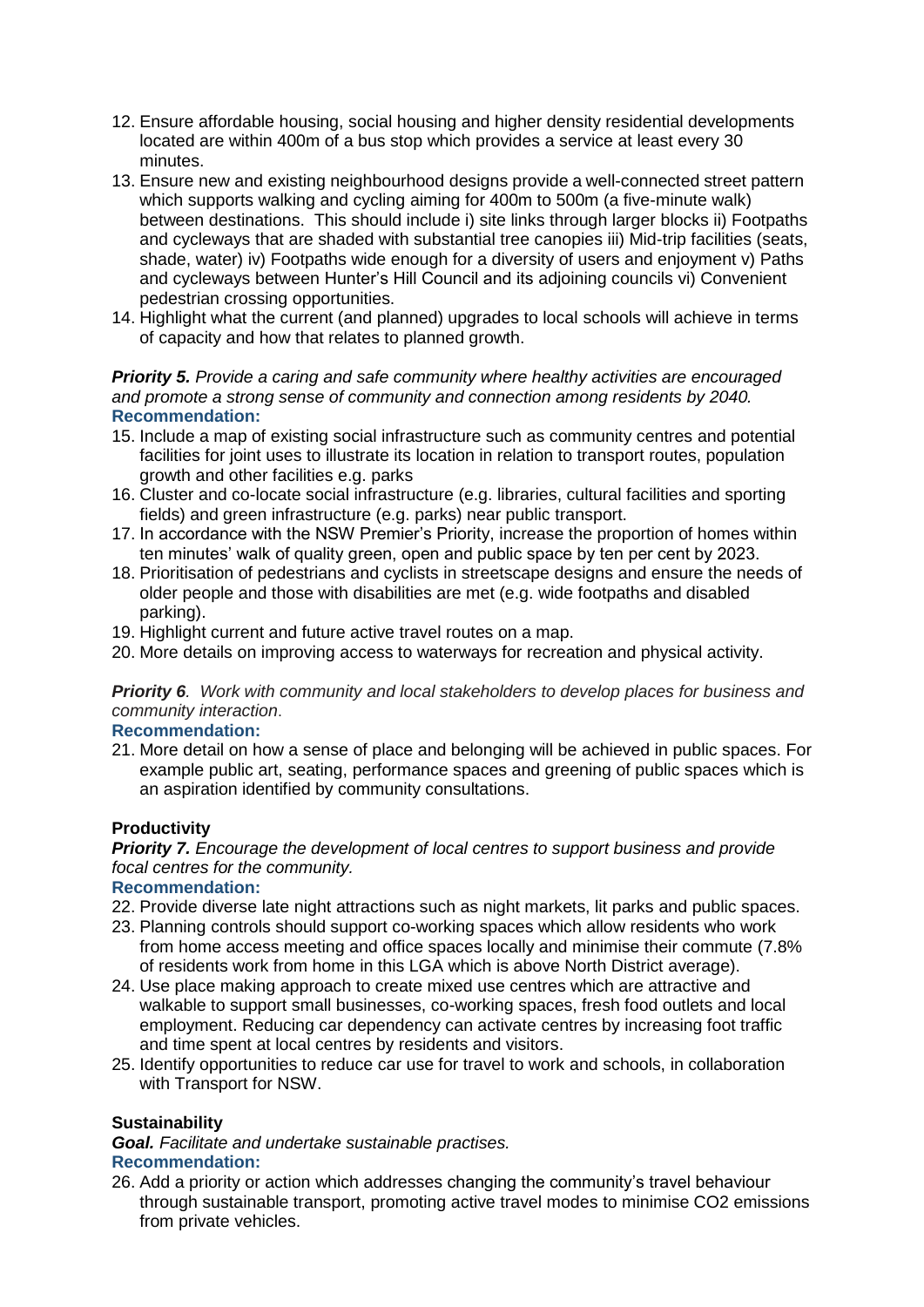12. Ensure affordable housing, social housing and higher density residential developments located are within 400m of a bus stop which provides a service at least every 30 minutes.
13. Ensure new and existing neighbourhood designs provide a well-connected street pattern which supports walking and cycling aiming for 400m to 500m (a five-minute walk) between destinations. This should include i) site links through larger blocks ii) Footpaths and cycleways that are shaded with substantial tree canopies iii) Mid-trip facilities (seats, shade, water) iv) Footpaths wide enough for a diversity of users and enjoyment v) Paths and cycleways between Hunter's Hill Council and its adjoining councils vi) Convenient pedestrian crossing opportunities.
14. Highlight what the current (and planned) upgrades to local schools will achieve in terms of capacity and how that relates to planned growth.

***Priority 5.*** *Provide a caring and safe community where healthy activities are encouraged and promote a strong sense of community and connection among residents by 2040.*
**Recommendation:**

15. Include a map of existing social infrastructure such as community centres and potential facilities for joint uses to illustrate its location in relation to transport routes, population growth and other facilities e.g. parks
16. Cluster and co-locate social infrastructure (e.g. libraries, cultural facilities and sporting fields) and green infrastructure (e.g. parks) near public transport.
17. In accordance with the NSW Premier's Priority, increase the proportion of homes within ten minutes' walk of quality green, open and public space by ten per cent by 2023.
18. Prioritisation of pedestrians and cyclists in streetscape designs and ensure the needs of older people and those with disabilities are met (e.g. wide footpaths and disabled parking).
19. Highlight current and future active travel routes on a map.
20. More details on improving access to waterways for recreation and physical activity.

***Priority 6****. Work with community and local stakeholders to develop places for business and community interaction*.
**Recommendation:**

21. More detail on how a sense of place and belonging will be achieved in public spaces. For example public art, seating, performance spaces and greening of public spaces which is an aspiration identified by community consultations.

**Productivity**

***Priority 7.*** *Encourage the development of local centres to support business and provide focal centres for the community.*
**Recommendation:**

22. Provide diverse late night attractions such as night markets, lit parks and public spaces.
23. Planning controls should support co-working spaces which allow residents who work from home access meeting and office spaces locally and minimise their commute (7.8% of residents work from home in this LGA which is above North District average).
24. Use place making approach to create mixed use centres which are attractive and walkable to support small businesses, co-working spaces, fresh food outlets and local employment. Reducing car dependency can activate centres by increasing foot traffic and time spent at local centres by residents and visitors.
25. Identify opportunities to reduce car use for travel to work and schools, in collaboration with Transport for NSW.

**Sustainability**

***Goal.*** *Facilitate and undertake sustainable practises.*
**Recommendation:**

26. Add a priority or action which addresses changing the community's travel behaviour through sustainable transport, promoting active travel modes to minimise $CO_2$ emissions from private vehicles.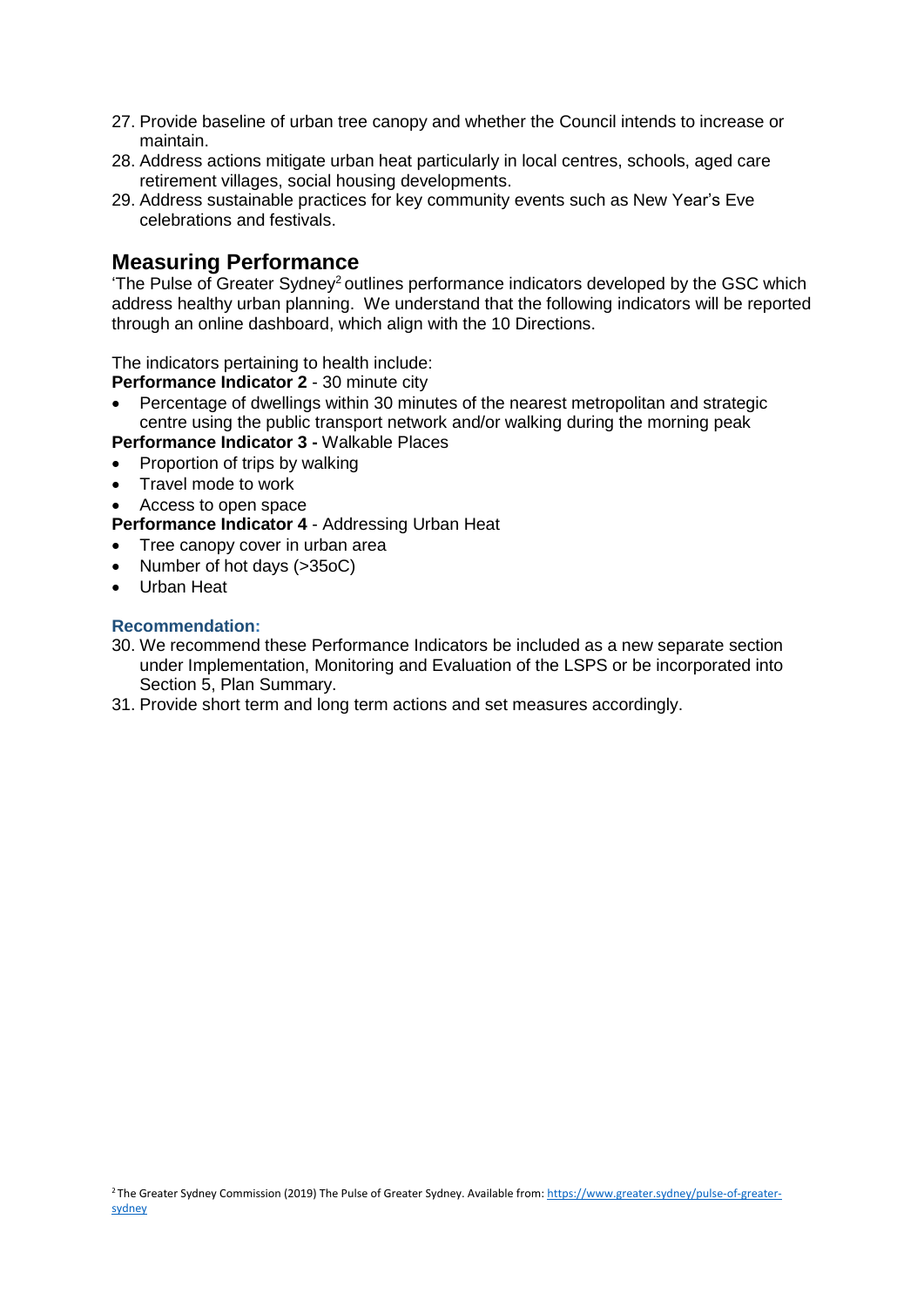27. Provide baseline of urban tree canopy and whether the Council intends to increase or maintain.
28. Address actions mitigate urban heat particularly in local centres, schools, aged care retirement villages, social housing developments.
29. Address sustainable practices for key community events such as New Year's Eve celebrations and festivals.

## Measuring Performance

'The Pulse of Greater Sydney[2] outlines performance indicators developed by the GSC which address healthy urban planning. We understand that the following indicators will be reported through an online dashboard, which align with the 10 Directions.

The indicators pertaining to health include:

**Performance Indicator 2** - 30 minute city

- Percentage of dwellings within 30 minutes of the nearest metropolitan and strategic centre using the public transport network and/or walking during the morning peak

**Performance Indicator 3 -** Walkable Places

- Proportion of trips by walking
- Travel mode to work
- Access to open space

**Performance Indicator 4** - Addressing Urban Heat

- Tree canopy cover in urban area
- Number of hot days (>35oC)
- Urban Heat

### Recommendation:

30. We recommend these Performance Indicators be included as a new separate section under Implementation, Monitoring and Evaluation of the LSPS or be incorporated into Section 5, Plan Summary.
31. Provide short term and long term actions and set measures accordingly.

[2] The Greater Sydney Commission (2019) The Pulse of Greater Sydney. Available from: https://www.greater.sydney/pulse-of-greater-sydney